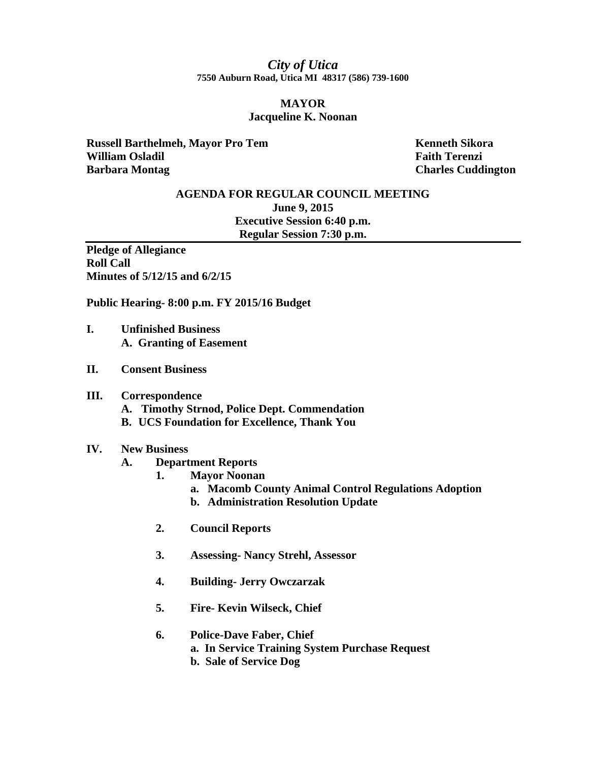*City of Utica*

**7550 Auburn Road, Utica MI 48317 (586) 739-1600**

**MAYOR**

**Jacqueline K. Noonan**

**Russell Barthelmeh, Mayor Pro Tem**
**William Osladil**
**Barbara Montag**
**Kenneth Sikora**
**Faith Terenzi**
**Charles Cuddington**

**AGENDA FOR REGULAR COUNCIL MEETING**
**June 9, 2015**
**Executive Session 6:40 p.m.**
**Regular Session 7:30 p.m.**

---

**Pledge of Allegiance**
**Roll Call**
**Minutes of 5/12/15 and 6/2/15**

**Public Hearing- 8:00 p.m. FY 2015/16 Budget**

**I. Unfinished Business**
- **A. Granting of Easement**

**II. Consent Business**

**III. Correspondence**
- **A. Timothy Strnod, Police Dept. Commendation**
- **B. UCS Foundation for Excellence, Thank You**

**IV. New Business**
- **A. Department Reports**
  1. **Mayor Noonan**
     - **a. Macomb County Animal Control Regulations Adoption**
     - **b. Administration Resolution Update**
  2. **Council Reports**
  3. **Assessing- Nancy Strehl, Assessor**
  4. **Building- Jerry Owczarzak**
  5. **Fire- Kevin Wilseck, Chief**
  6. **Police-Dave Faber, Chief**
     - **a. In Service Training System Purchase Request**
     - **b. Sale of Service Dog**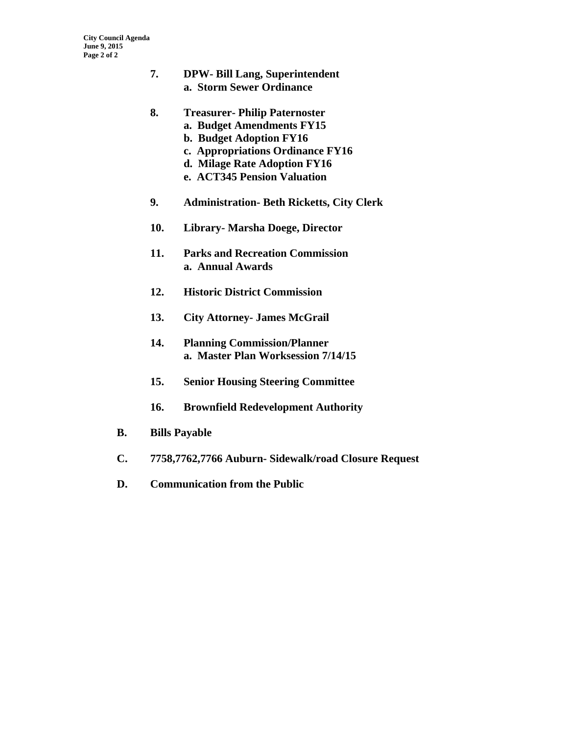7. **DPW- Bill Lang, Superintendent**
   a. **Storm Sewer Ordinance**

8. **Treasurer- Philip Paternoster**
   a. **Budget Amendments FY15**
   b. **Budget Adoption FY16**
   c. **Appropriations Ordinance FY16**
   d. **Milage Rate Adoption FY16**
   e. **ACT345 Pension Valuation**

9. **Administration- Beth Ricketts, City Clerk**

10. **Library- Marsha Doege, Director**

11. **Parks and Recreation Commission**
    a. **Annual Awards**

12. **Historic District Commission**

13. **City Attorney- James McGrail**

14. **Planning Commission/Planner**
    a. **Master Plan Worksession 7/14/15**

15. **Senior Housing Steering Committee**

16. **Brownfield Redevelopment Authority**

**B. Bills Payable**

**C. 7758,7762,7766 Auburn- Sidewalk/road Closure Request**

**D. Communication from the Public**